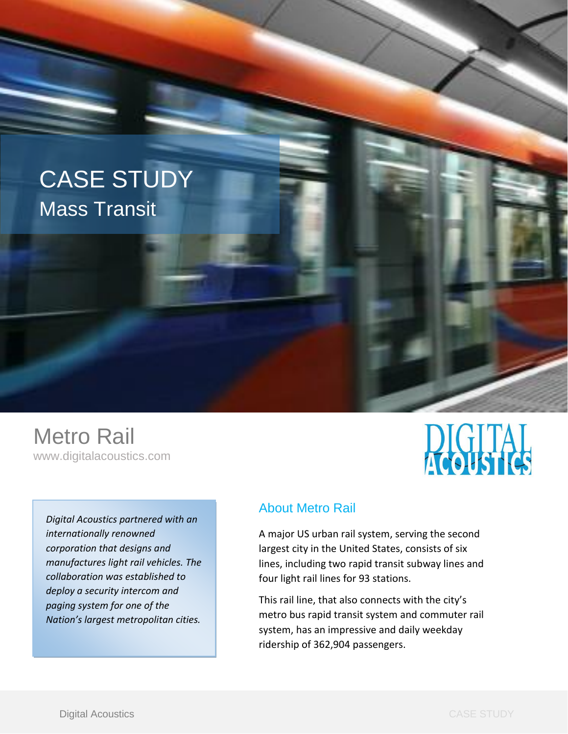# CASE STUDY

## Mass Transit

# Metro Rail

www.digitalacoustics.com

DIGITAL ACOUSTICS

*Digital Acoustics partnered with an internationally renowned corporation that designs and manufactures light rail vehicles. The collaboration was established to deploy a security intercom and paging system for one of the Nation's largest metropolitan cities.*

## About Metro Rail

A major US urban rail system, serving the second largest city in the United States, consists of six lines, including two rapid transit subway lines and four light rail lines for 93 stations.

This rail line, that also connects with the city's metro bus rapid transit system and commuter rail system, has an impressive and daily weekday ridership of 362,904 passengers.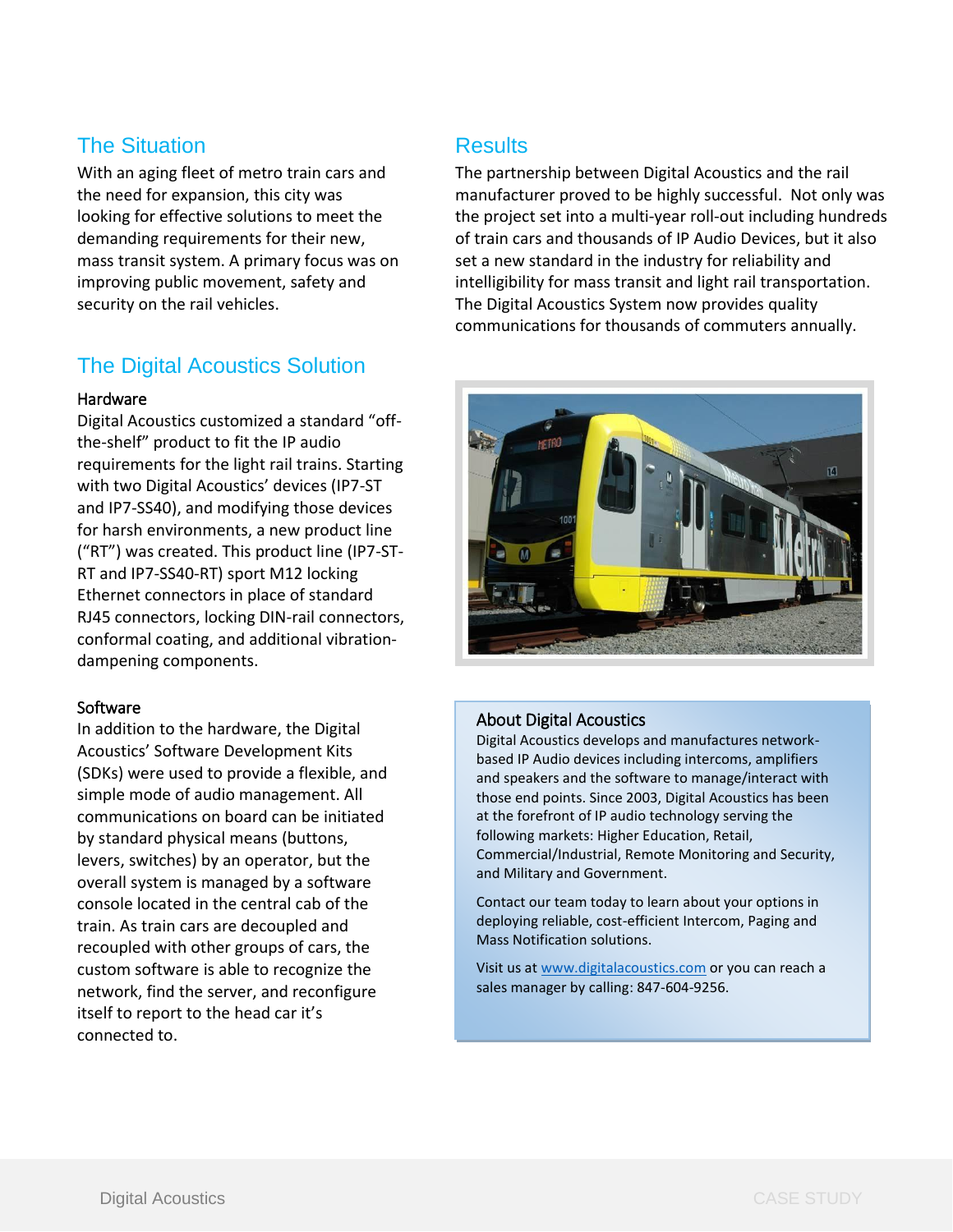## The Situation

With an aging fleet of metro train cars and the need for expansion, this city was looking for effective solutions to meet the demanding requirements for their new, mass transit system. A primary focus was on improving public movement, safety and security on the rail vehicles.

## The Digital Acoustics Solution

### Hardware

Digital Acoustics customized a standard "off-the-shelf" product to fit the IP audio requirements for the light rail trains. Starting with two Digital Acoustics' devices (IP7-ST and IP7-SS40), and modifying those devices for harsh environments, a new product line ("RT") was created. This product line (IP7-ST-RT and IP7-SS40-RT) sport M12 locking Ethernet connectors in place of standard RJ45 connectors, locking DIN-rail connectors, conformal coating, and additional vibration-dampening components.

### Software

In addition to the hardware, the Digital Acoustics' Software Development Kits (SDKs) were used to provide a flexible, and simple mode of audio management. All communications on board can be initiated by standard physical means (buttons, levers, switches) by an operator, but the overall system is managed by a software console located in the central cab of the train. As train cars are decoupled and recoupled with other groups of cars, the custom software is able to recognize the network, find the server, and reconfigure itself to report to the head car it's connected to.

## Results

The partnership between Digital Acoustics and the rail manufacturer proved to be highly successful. Not only was the project set into a multi-year roll-out including hundreds of train cars and thousands of IP Audio Devices, but it also set a new standard in the industry for reliability and intelligibility for mass transit and light rail transportation. The Digital Acoustics System now provides quality communications for thousands of commuters annually.

### About Digital Acoustics

Digital Acoustics develops and manufactures network-based IP Audio devices including intercoms, amplifiers and speakers and the software to manage/interact with those end points. Since 2003, Digital Acoustics has been at the forefront of IP audio technology serving the following markets: Higher Education, Retail, Commercial/Industrial, Remote Monitoring and Security, and Military and Government.

Contact our team today to learn about your options in deploying reliable, cost-efficient Intercom, Paging and Mass Notification solutions.

Visit us at [www.digitalacoustics.com](http://www.digitalacoustics.com) or you can reach a sales manager by calling: 847-604-9256.